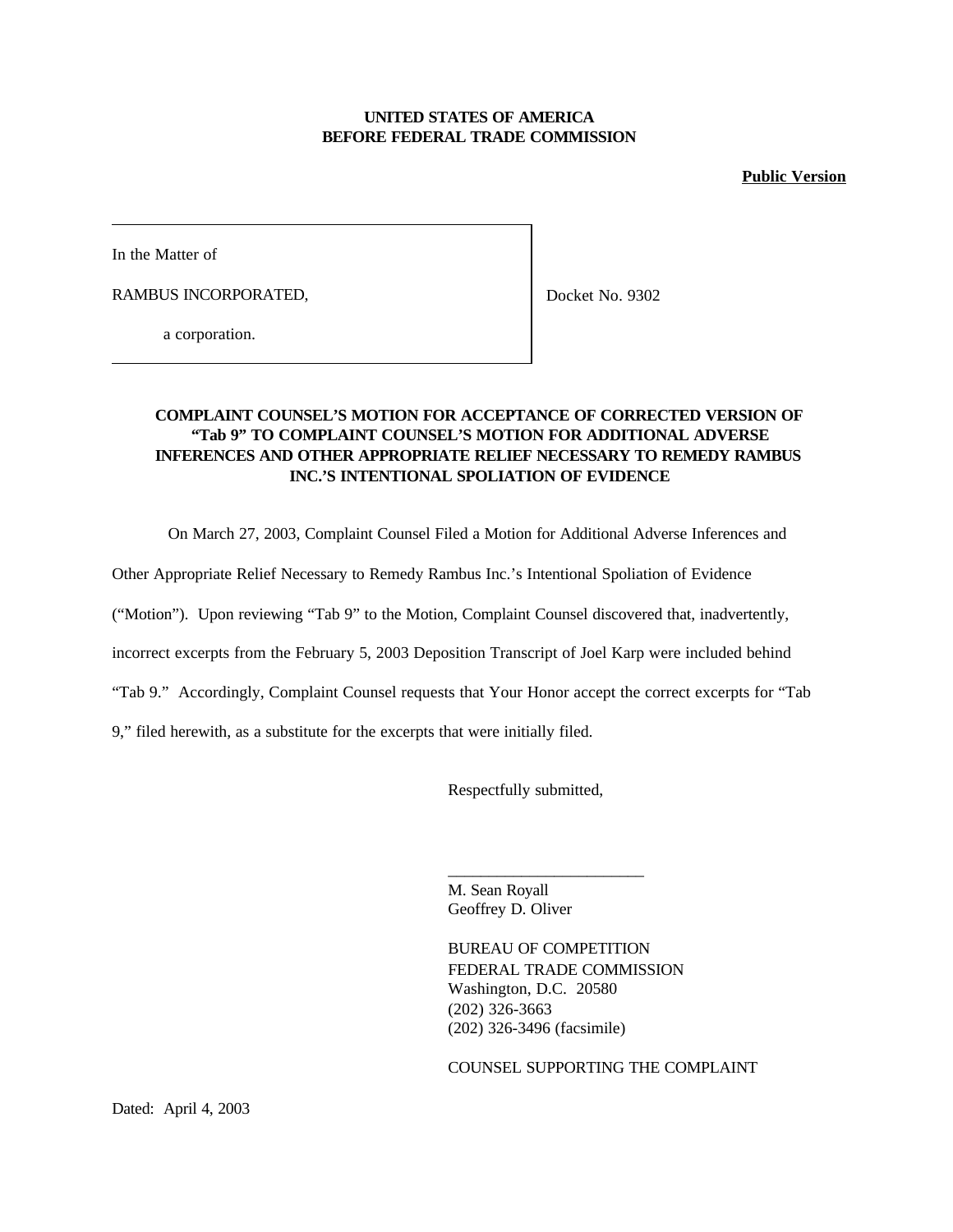**UNITED STATES OF AMERICA**
**BEFORE FEDERAL TRADE COMMISSION**

**Public Version**

| In the Matter of<br><br>RAMBUS INCORPORATED,<br><br>a corporation. | Docket No. 9302 |
|---|---|

**COMPLAINT COUNSEL'S MOTION FOR ACCEPTANCE OF CORRECTED VERSION OF "Tab 9" TO COMPLAINT COUNSEL'S MOTION FOR ADDITIONAL ADVERSE INFERENCES AND OTHER APPROPRIATE RELIEF NECESSARY TO REMEDY RAMBUS INC.'S INTENTIONAL SPOLIATION OF EVIDENCE**

On March 27, 2003, Complaint Counsel Filed a Motion for Additional Adverse Inferences and Other Appropriate Relief Necessary to Remedy Rambus Inc.'s Intentional Spoliation of Evidence ("Motion"). Upon reviewing "Tab 9" to the Motion, Complaint Counsel discovered that, inadvertently, incorrect excerpts from the February 5, 2003 Deposition Transcript of Joel Karp were included behind "Tab 9." Accordingly, Complaint Counsel requests that Your Honor accept the correct excerpts for "Tab 9," filed herewith, as a substitute for the excerpts that were initially filed.

Respectfully submitted,

\_\_\_\_\_\_\_\_\_\_\_\_\_\_\_\_\_\_\_\_\_\_\_\_
M. Sean Royall
Geoffrey D. Oliver

BUREAU OF COMPETITION
FEDERAL TRADE COMMISSION
Washington, D.C. 20580
(202) 326-3663
(202) 326-3496 (facsimile)

COUNSEL SUPPORTING THE COMPLAINT

Dated: April 4, 2003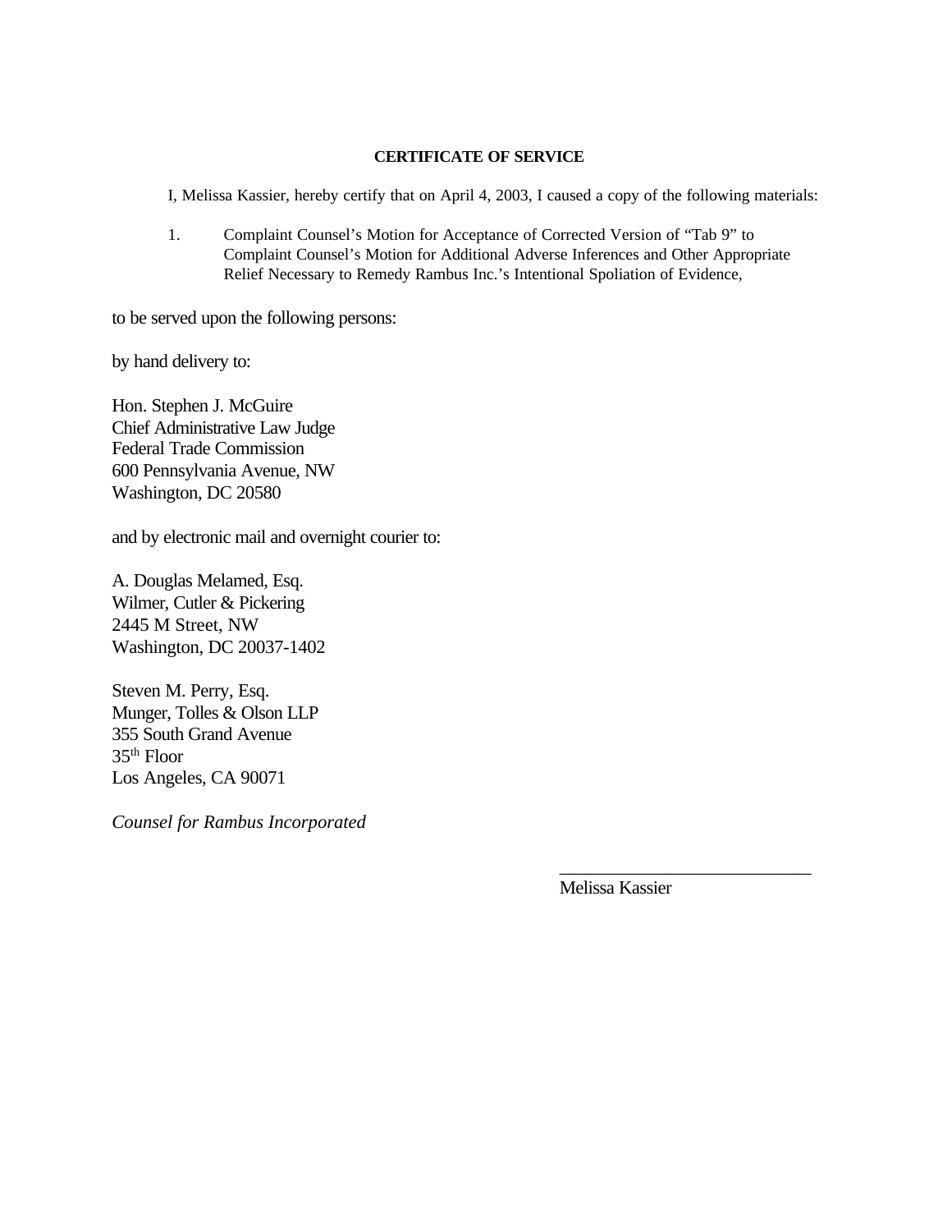**CERTIFICATE OF SERVICE**

I, Melissa Kassier, hereby certify that on April 4, 2003, I caused a copy of the following materials:

1. Complaint Counsel's Motion for Acceptance of Corrected Version of "Tab 9" to Complaint Counsel's Motion for Additional Adverse Inferences and Other Appropriate Relief Necessary to Remedy Rambus Inc.'s Intentional Spoliation of Evidence,

to be served upon the following persons:

by hand delivery to:

Hon. Stephen J. McGuire
Chief Administrative Law Judge
Federal Trade Commission
600 Pennsylvania Avenue, NW
Washington, DC 20580

and by electronic mail and overnight courier to:

A. Douglas Melamed, Esq.
Wilmer, Cutler & Pickering
2445 M Street, NW
Washington, DC 20037-1402

Steven M. Perry, Esq.
Munger, Tolles & Olson LLP
355 South Grand Avenue
35th Floor
Los Angeles, CA 90071

*Counsel for Rambus Incorporated*

\_\_\_\_\_\_\_\_\_\_\_\_\_\_\_\_\_\_\_\_\_\_\_\_\_\_\_\_
Melissa Kassier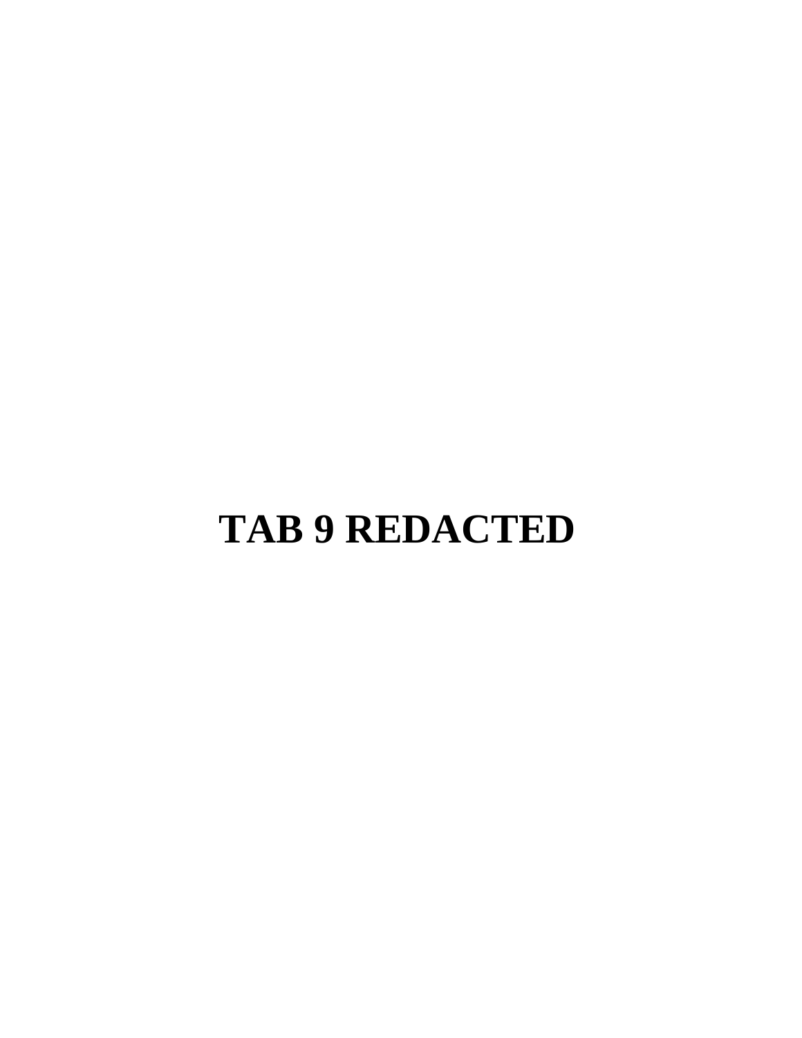# TAB 9 REDACTED